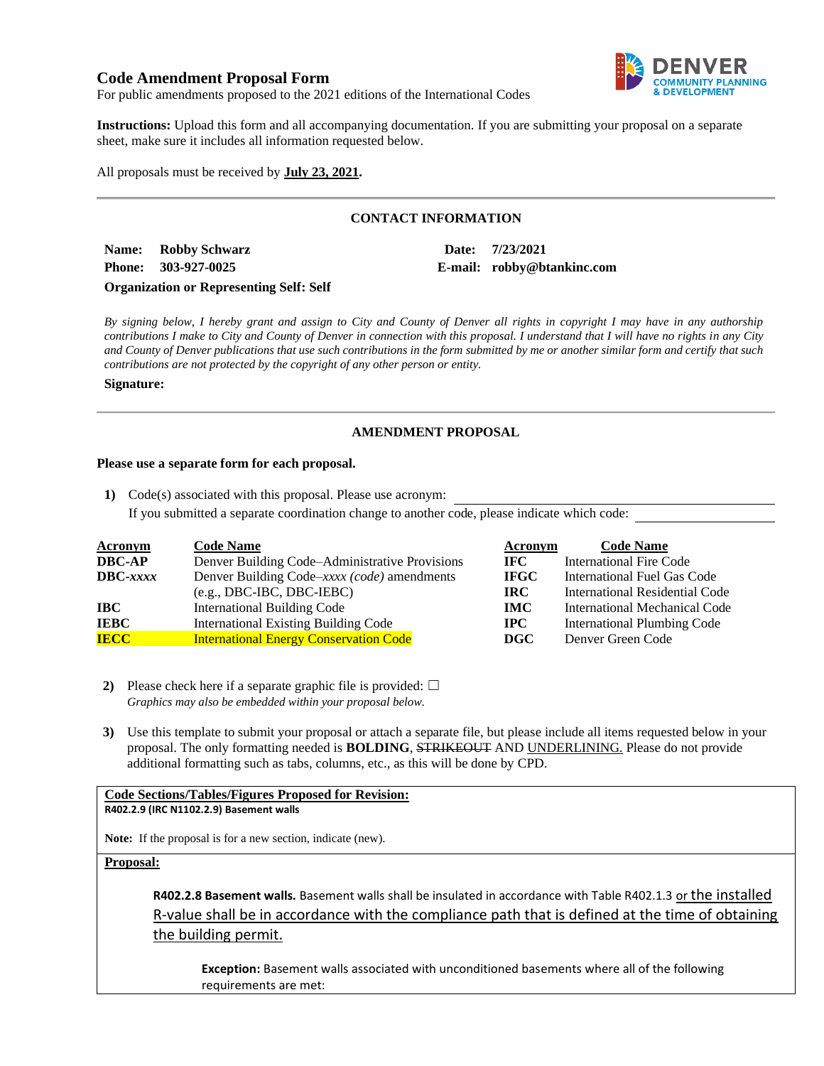# Code Amendment Proposal Form

For public amendments proposed to the 2021 editions of the International Codes

DENVER COMMUNITY PLANNING & DEVELOPMENT

**Instructions:** Upload this form and all accompanying documentation. If you are submitting your proposal on a separate sheet, make sure it includes all information requested below.

All proposals must be received by **July 23, 2021.**

---

## CONTACT INFORMATION

**Name:** **Robby Schwarz** **Date:** **7/23/2021**

**Phone:** **303-927-0025** **E-mail:** **robby@btankinc.com**

**Organization or Representing Self: Self**

*By signing below, I hereby grant and assign to City and County of Denver all rights in copyright I may have in any authorship contributions I make to City and County of Denver in connection with this proposal. I understand that I will have no rights in any City and County of Denver publications that use such contributions in the form submitted by me or another similar form and certify that such contributions are not protected by the copyright of any other person or entity.*

**Signature:**

---

## AMENDMENT PROPOSAL

**Please use a separate form for each proposal.**

1) Code(s) associated with this proposal. Please use acronym: \_\_\_\_\_\_\_\_\_\_\_\_\_\_\_\_

If you submitted a separate coordination change to another code, please indicate which code: \_\_\_\_\_\_\_\_\_\_\_\_\_\_\_\_

| Acronym | Code Name | Acronym | Code Name |
|---|---|---|---|
| **DBC-AP** | Denver Building Code–Administrative Provisions | **IFC** | International Fire Code |
| **DBC-*xxxx*** | Denver Building Code–*xxxx (code)* amendments (e.g., DBC-IBC, DBC-IEBC) | **IFGC** | International Fuel Gas Code |
| | | **IRC** | International Residential Code |
| **IBC** | International Building Code | **IMC** | International Mechanical Code |
| **IEBC** | International Existing Building Code | **IPC** | International Plumbing Code |
| **IECC** | International Energy Conservation Code | **DGC** | Denver Green Code |

2) Please check here if a separate graphic file is provided: ☐
*Graphics may also be embedded within your proposal below.*

3) Use this template to submit your proposal or attach a separate file, but please include all items requested below in your proposal. The only formatting needed is **BOLDING**, ~~STRIKEOUT~~ AND <u>UNDERLINING.</u> Please do not provide additional formatting such as tabs, columns, etc., as this will be done by CPD.

**<u>Code Sections/Tables/Figures Proposed for Revision:</u>**
**R402.2.9 (IRC N1102.2.9) Basement walls**

**Note:** If the proposal is for a new section, indicate (new).

**<u>Proposal:</u>**

**R402.2.8 Basement walls.** Basement walls shall be insulated in accordance with Table R402.1.3 <u>or the installed R-value shall be in accordance with the compliance path that is defined at the time of obtaining the building permit.</u>

**Exception:** Basement walls associated with unconditioned basements where all of the following requirements are met: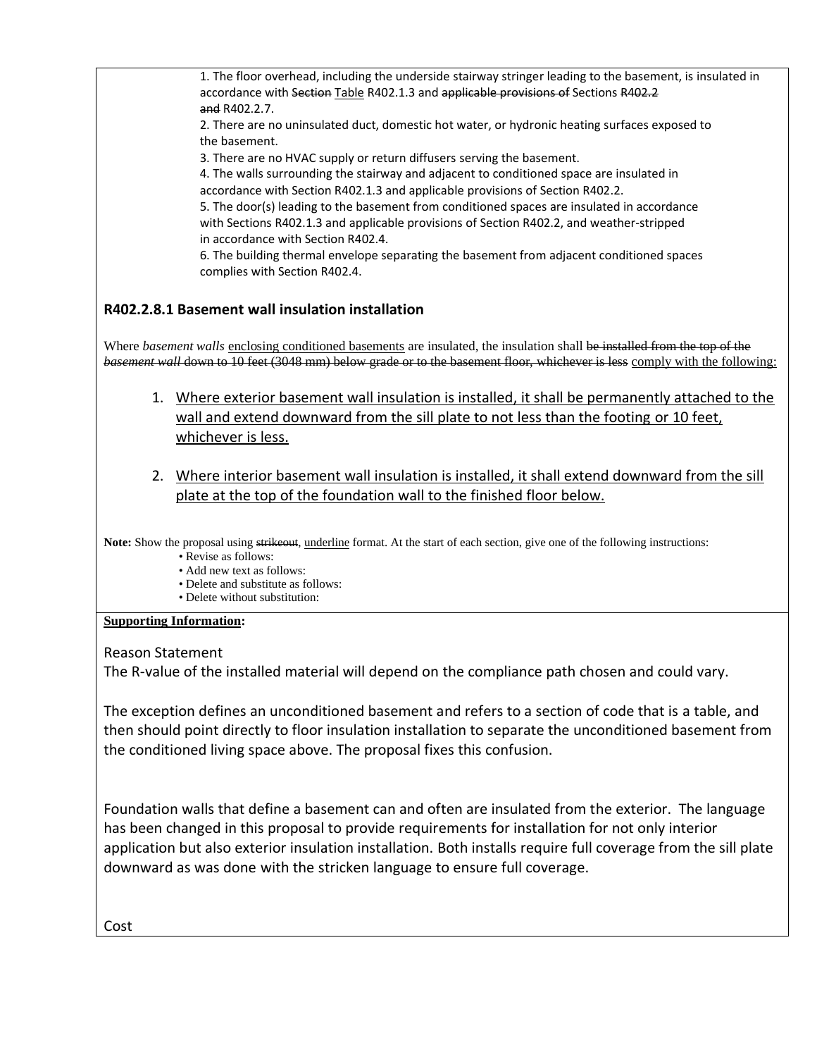1. The floor overhead, including the underside stairway stringer leading to the basement, is insulated in accordance with ~~Section~~ <u>Table</u> R402.1.3 and ~~applicable provisions of~~ Sections ~~R402.2 and~~ R402.2.7.

2. There are no uninsulated duct, domestic hot water, or hydronic heating surfaces exposed to the basement.

3. There are no HVAC supply or return diffusers serving the basement.

4. The walls surrounding the stairway and adjacent to conditioned space are insulated in accordance with Section R402.1.3 and applicable provisions of Section R402.2.

5. The door(s) leading to the basement from conditioned spaces are insulated in accordance with Sections R402.1.3 and applicable provisions of Section R402.2, and weather-stripped in accordance with Section R402.4.

6. The building thermal envelope separating the basement from adjacent conditioned spaces complies with Section R402.4.

### R402.2.8.1 Basement wall insulation installation

Where *basement walls* <u>enclosing conditioned basements</u> are insulated, the insulation shall ~~be installed from the top of the *basement wall* down to 10 feet (3048 mm) below grade or to the basement floor, whichever is less~~ <u>comply with the following:</u>

1. <u>Where exterior basement wall insulation is installed, it shall be permanently attached to the wall and extend downward from the sill plate to not less than the footing or 10 feet, whichever is less.</u>

2. <u>Where interior basement wall insulation is installed, it shall extend downward from the sill plate at the top of the foundation wall to the finished floor below.</u>

**Note:** Show the proposal using ~~strikeout~~, <u>underline</u> format. At the start of each section, give one of the following instructions:

- Revise as follows:
- Add new text as follows:
- Delete and substitute as follows:
- Delete without substitution:

**<u>Supporting Information</u>:**

Reason Statement

The R-value of the installed material will depend on the compliance path chosen and could vary.

The exception defines an unconditioned basement and refers to a section of code that is a table, and then should point directly to floor insulation installation to separate the unconditioned basement from the conditioned living space above. The proposal fixes this confusion.

Foundation walls that define a basement can and often are insulated from the exterior. The language has been changed in this proposal to provide requirements for installation for not only interior application but also exterior insulation installation. Both installs require full coverage from the sill plate downward as was done with the stricken language to ensure full coverage.

Cost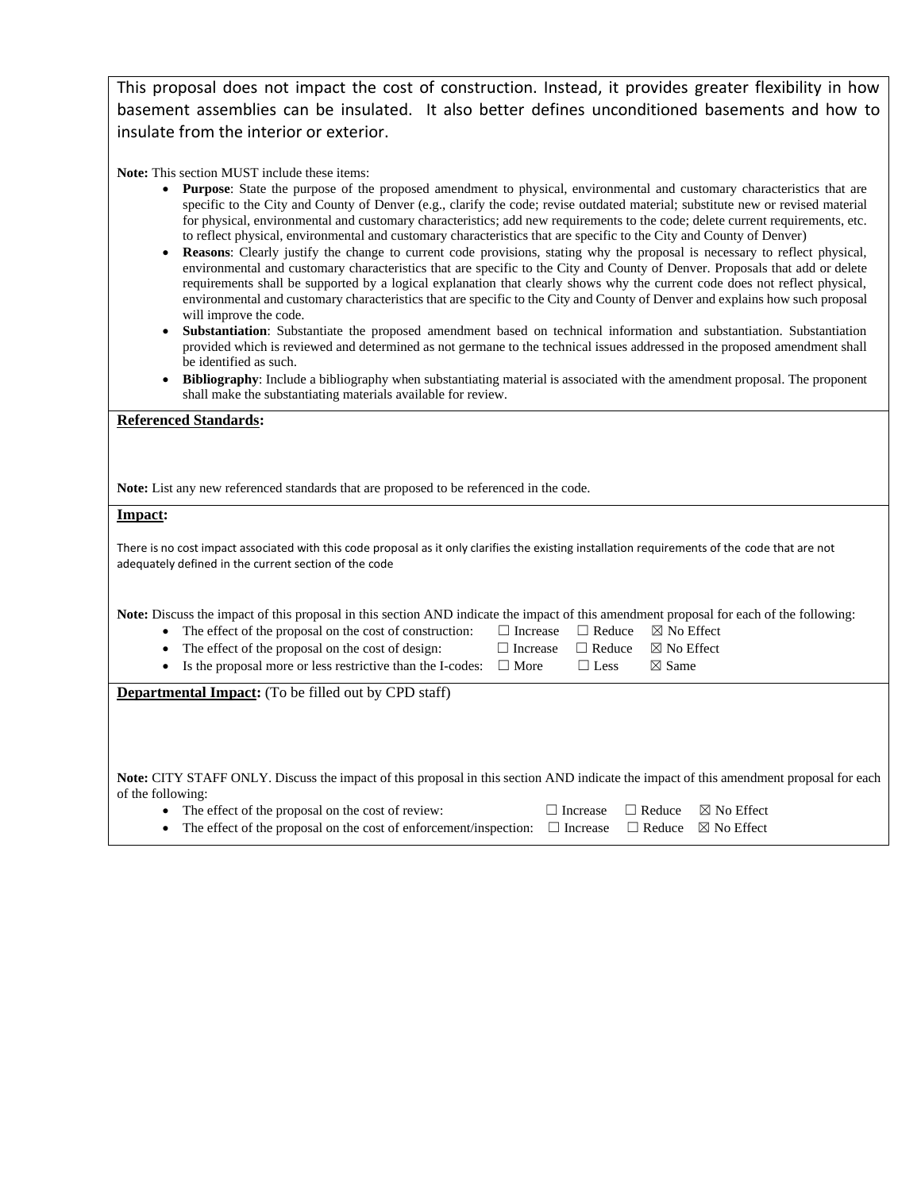This proposal does not impact the cost of construction. Instead, it provides greater flexibility in how basement assemblies can be insulated. It also better defines unconditioned basements and how to insulate from the interior or exterior.

**Note:** This section MUST include these items:

- **Purpose**: State the purpose of the proposed amendment to physical, environmental and customary characteristics that are specific to the City and County of Denver (e.g., clarify the code; revise outdated material; substitute new or revised material for physical, environmental and customary characteristics; add new requirements to the code; delete current requirements, etc. to reflect physical, environmental and customary characteristics that are specific to the City and County of Denver)
- **Reasons**: Clearly justify the change to current code provisions, stating why the proposal is necessary to reflect physical, environmental and customary characteristics that are specific to the City and County of Denver. Proposals that add or delete requirements shall be supported by a logical explanation that clearly shows why the current code does not reflect physical, environmental and customary characteristics that are specific to the City and County of Denver and explains how such proposal will improve the code.
- **Substantiation**: Substantiate the proposed amendment based on technical information and substantiation. Substantiation provided which is reviewed and determined as not germane to the technical issues addressed in the proposed amendment shall be identified as such.
- **Bibliography**: Include a bibliography when substantiating material is associated with the amendment proposal. The proponent shall make the substantiating materials available for review.

**Referenced Standards:**

**Note:** List any new referenced standards that are proposed to be referenced in the code.

**Impact:**

There is no cost impact associated with this code proposal as it only clarifies the existing installation requirements of the code that are not adequately defined in the current section of the code

**Note:** Discuss the impact of this proposal in this section AND indicate the impact of this amendment proposal for each of the following:

- The effect of the proposal on the cost of construction: ☐ Increase ☐ Reduce ☒ No Effect
- The effect of the proposal on the cost of design: ☐ Increase ☐ Reduce ☒ No Effect
- Is the proposal more or less restrictive than the I-codes: ☐ More ☐ Less ☒ Same

**Departmental Impact:** (To be filled out by CPD staff)

**Note:** CITY STAFF ONLY. Discuss the impact of this proposal in this section AND indicate the impact of this amendment proposal for each of the following:

- The effect of the proposal on the cost of review: ☐ Increase ☐ Reduce ☒ No Effect
- The effect of the proposal on the cost of enforcement/inspection: ☐ Increase ☐ Reduce ☒ No Effect